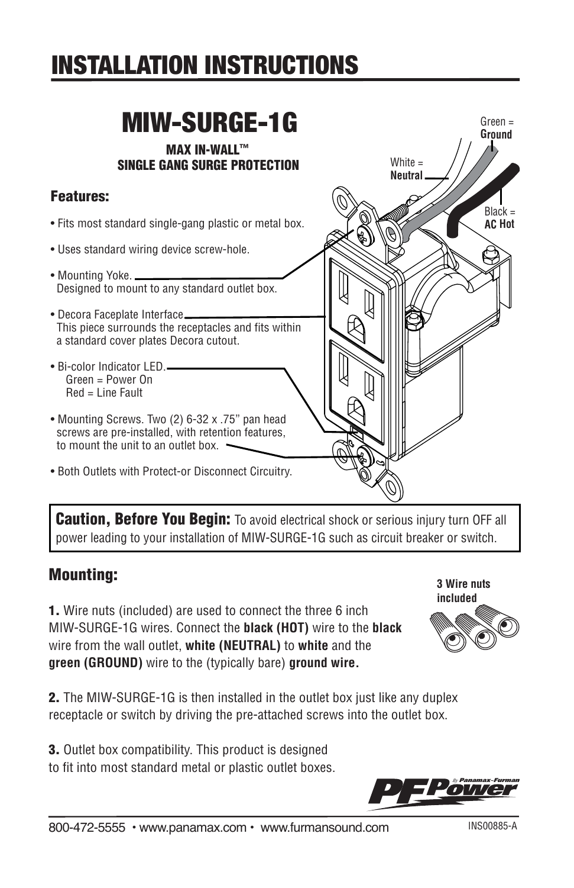// INSTALLATION INSTRUCTIONS

# INSTALLATION INSTRUCTIONS

## MIW-SURGE-1G

**MAX IN-WALL™**
**SINGLE GANG SURGE PROTECTION**

### Features:

- Fits most standard single-gang plastic or metal box.
- Uses standard wiring device screw-hole.
- Mounting Yoke.
  Designed to mount to any standard outlet box.
- Decora Faceplate Interface
  This piece surrounds the receptacles and fits within a standard cover plates Decora cutout.
- Bi-color Indicator LED.
  Green = Power On
  Red = Line Fault
- Mounting Screws. Two (2) 6-32 x .75" pan head screws are pre-installed, with retention features, to mount the unit to an outlet box.
- Both Outlets with Protect-or Disconnect Circuitry.

Green = **Ground**

White = **Neutral**

Black = **AC Hot**

**Caution, Before You Begin:** To avoid electrical shock or serious injury turn OFF all power leading to your installation of MIW-SURGE-1G such as circuit breaker or switch.

### Mounting:

**3 Wire nuts included**

**1.** Wire nuts (included) are used to connect the three 6 inch MIW-SURGE-1G wires. Connect the **black (HOT)** wire to the **black** wire from the wall outlet, **white (NEUTRAL)** to **white** and the **green (GROUND)** wire to the (typically bare) **ground wire.**

**2.** The MIW-SURGE-1G is then installed in the outlet box just like any duplex receptacle or switch by driving the pre-attached screws into the outlet box.

**3.** Outlet box compatibility. This product is designed to fit into most standard metal or plastic outlet boxes.

PF Power By Panamax-Furman

800-472-5555 • www.panamax.com • www.furmansound.com

INS00885-A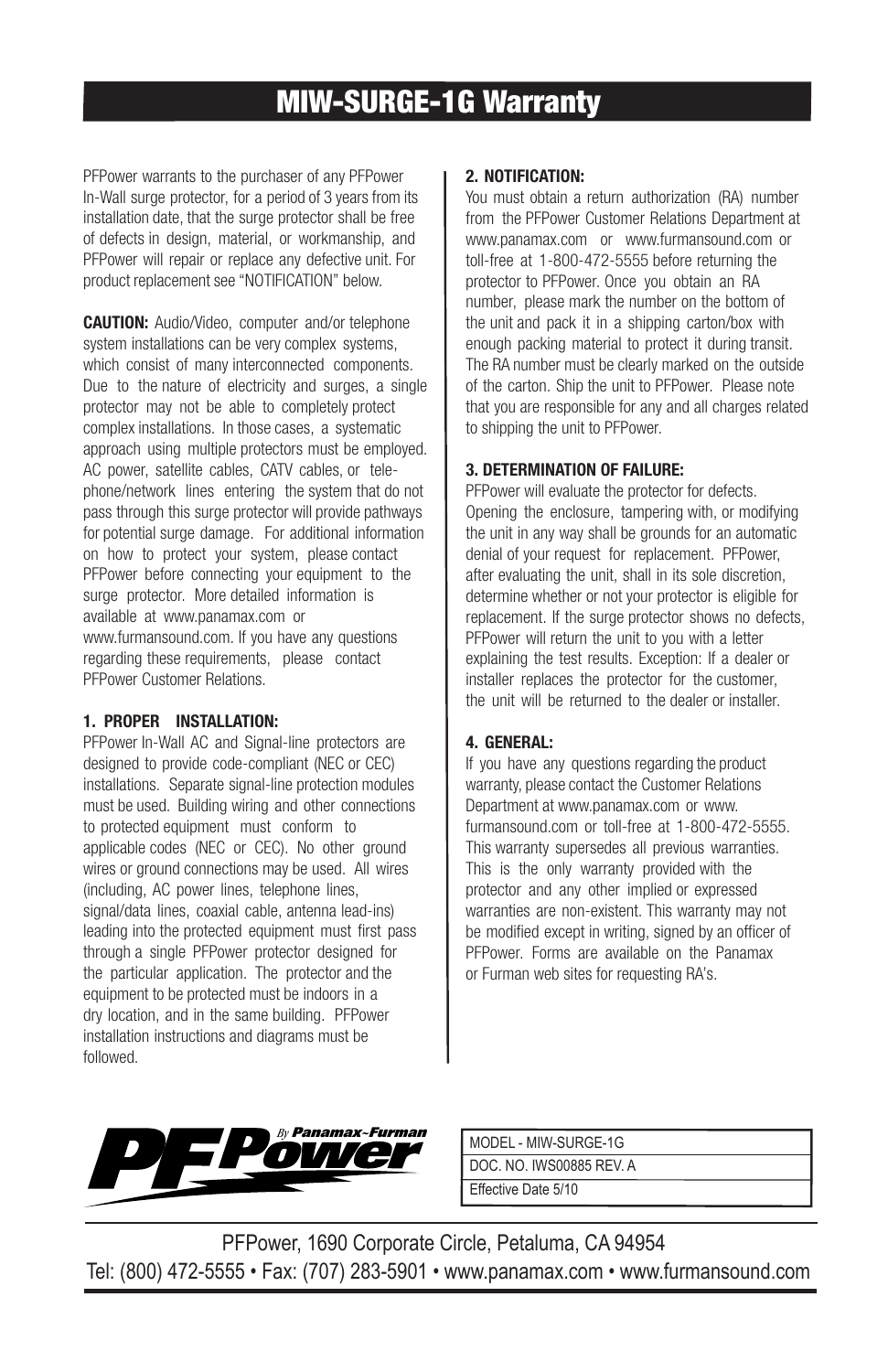# MIW-SURGE-1G Warranty

PFPower warrants to the purchaser of any PFPower In-Wall surge protector, for a period of 3 years from its installation date, that the surge protector shall be free of defects in design, material, or workmanship, and PFPower will repair or replace any defective unit. For product replacement see "NOTIFICATION" below.

**CAUTION:** Audio/Video, computer and/or telephone system installations can be very complex systems, which consist of many interconnected components. Due to the nature of electricity and surges, a single protector may not be able to completely protect complex installations. In those cases, a systematic approach using multiple protectors must be employed. AC power, satellite cables, CATV cables, or telephone/network lines entering the system that do not pass through this surge protector will provide pathways for potential surge damage. For additional information on how to protect your system, please contact PFPower before connecting your equipment to the surge protector. More detailed information is available at www.panamax.com or www.furmansound.com. If you have any questions regarding these requirements, please contact PFPower Customer Relations.

**1. PROPER INSTALLATION:**
PFPower In-Wall AC and Signal-line protectors are designed to provide code-compliant (NEC or CEC) installations. Separate signal-line protection modules must be used. Building wiring and other connections to protected equipment must conform to applicable codes (NEC or CEC). No other ground wires or ground connections may be used. All wires (including, AC power lines, telephone lines, signal/data lines, coaxial cable, antenna lead-ins) leading into the protected equipment must first pass through a single PFPower protector designed for the particular application. The protector and the equipment to be protected must be indoors in a dry location, and in the same building. PFPower installation instructions and diagrams must be followed.

**2. NOTIFICATION:**
You must obtain a return authorization (RA) number from the PFPower Customer Relations Department at www.panamax.com or www.furmansound.com or toll-free at 1-800-472-5555 before returning the protector to PFPower. Once you obtain an RA number, please mark the number on the bottom of the unit and pack it in a shipping carton/box with enough packing material to protect it during transit. The RA number must be clearly marked on the outside of the carton. Ship the unit to PFPower. Please note that you are responsible for any and all charges related to shipping the unit to PFPower.

**3. DETERMINATION OF FAILURE:**
PFPower will evaluate the protector for defects. Opening the enclosure, tampering with, or modifying the unit in any way shall be grounds for an automatic denial of your request for replacement. PFPower, after evaluating the unit, shall in its sole discretion, determine whether or not your protector is eligible for replacement. If the surge protector shows no defects, PFPower will return the unit to you with a letter explaining the test results. Exception: If a dealer or installer replaces the protector for the customer, the unit will be returned to the dealer or installer.

**4. GENERAL:**
If you have any questions regarding the product warranty, please contact the Customer Relations Department at www.panamax.com or www.furmansound.com or toll-free at 1-800-472-5555. This warranty supersedes all previous warranties. This is the only warranty provided with the protector and any other implied or expressed warranties are non-existent. This warranty may not be modified except in writing, signed by an officer of PFPower. Forms are available on the Panamax or Furman web sites for requesting RA's.

PFPower By Panamax~Furman

| |
|---|
| MODEL - MIW-SURGE-1G |
| DOC. NO. IWS00885 REV. A |
| Effective Date 5/10 |

PFPower, 1690 Corporate Circle, Petaluma, CA 94954
Tel: (800) 472-5555 • Fax: (707) 283-5901 • www.panamax.com • www.furmansound.com